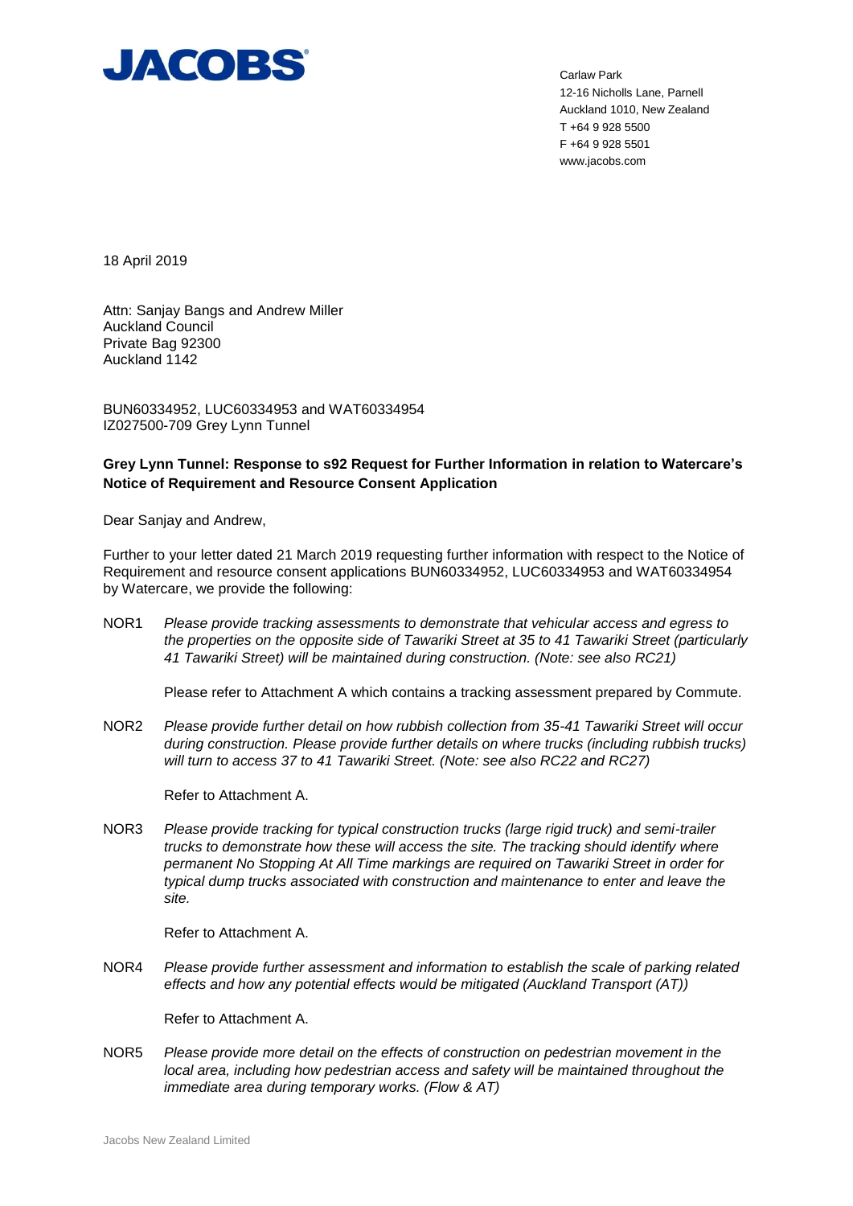**JACOBS**

Carlaw Park
12-16 Nicholls Lane, Parnell
Auckland 1010, New Zealand
T +64 9 928 5500
F +64 9 928 5501
www.jacobs.com

18 April 2019

Attn: Sanjay Bangs and Andrew Miller
Auckland Council
Private Bag 92300
Auckland 1142

BUN60334952, LUC60334953 and WAT60334954
IZ027500-709 Grey Lynn Tunnel

**Grey Lynn Tunnel: Response to s92 Request for Further Information in relation to Watercare's Notice of Requirement and Resource Consent Application**

Dear Sanjay and Andrew,

Further to your letter dated 21 March 2019 requesting further information with respect to the Notice of Requirement and resource consent applications BUN60334952, LUC60334953 and WAT60334954 by Watercare, we provide the following:

NOR1 *Please provide tracking assessments to demonstrate that vehicular access and egress to the properties on the opposite side of Tawariki Street at 35 to 41 Tawariki Street (particularly 41 Tawariki Street) will be maintained during construction. (Note: see also RC21)*

Please refer to Attachment A which contains a tracking assessment prepared by Commute.

NOR2 *Please provide further detail on how rubbish collection from 35-41 Tawariki Street will occur during construction. Please provide further details on where trucks (including rubbish trucks) will turn to access 37 to 41 Tawariki Street. (Note: see also RC22 and RC27)*

Refer to Attachment A.

NOR3 *Please provide tracking for typical construction trucks (large rigid truck) and semi-trailer trucks to demonstrate how these will access the site. The tracking should identify where permanent No Stopping At All Time markings are required on Tawariki Street in order for typical dump trucks associated with construction and maintenance to enter and leave the site.*

Refer to Attachment A.

NOR4 *Please provide further assessment and information to establish the scale of parking related effects and how any potential effects would be mitigated (Auckland Transport (AT))*

Refer to Attachment A.

NOR5 *Please provide more detail on the effects of construction on pedestrian movement in the local area, including how pedestrian access and safety will be maintained throughout the immediate area during temporary works. (Flow & AT)*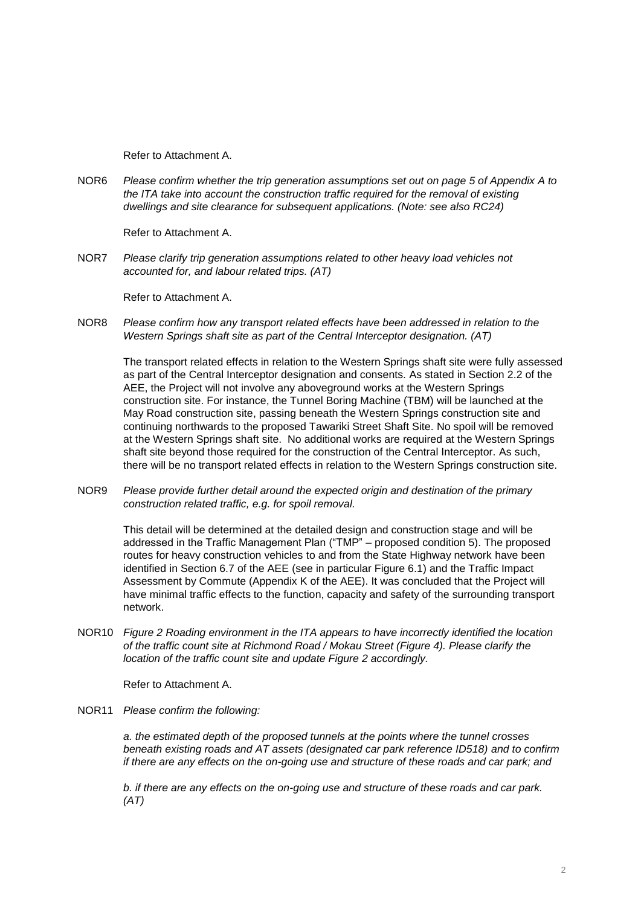Refer to Attachment A.

NOR6 *Please confirm whether the trip generation assumptions set out on page 5 of Appendix A to the ITA take into account the construction traffic required for the removal of existing dwellings and site clearance for subsequent applications. (Note: see also RC24)*

Refer to Attachment A.

NOR7 *Please clarify trip generation assumptions related to other heavy load vehicles not accounted for, and labour related trips. (AT)*

Refer to Attachment A.

NOR8 *Please confirm how any transport related effects have been addressed in relation to the Western Springs shaft site as part of the Central Interceptor designation. (AT)*

The transport related effects in relation to the Western Springs shaft site were fully assessed as part of the Central Interceptor designation and consents. As stated in Section 2.2 of the AEE, the Project will not involve any aboveground works at the Western Springs construction site. For instance, the Tunnel Boring Machine (TBM) will be launched at the May Road construction site, passing beneath the Western Springs construction site and continuing northwards to the proposed Tawariki Street Shaft Site. No spoil will be removed at the Western Springs shaft site. No additional works are required at the Western Springs shaft site beyond those required for the construction of the Central Interceptor. As such, there will be no transport related effects in relation to the Western Springs construction site.

NOR9 *Please provide further detail around the expected origin and destination of the primary construction related traffic, e.g. for spoil removal.*

This detail will be determined at the detailed design and construction stage and will be addressed in the Traffic Management Plan ("TMP" – proposed condition 5). The proposed routes for heavy construction vehicles to and from the State Highway network have been identified in Section 6.7 of the AEE (see in particular Figure 6.1) and the Traffic Impact Assessment by Commute (Appendix K of the AEE). It was concluded that the Project will have minimal traffic effects to the function, capacity and safety of the surrounding transport network.

NOR10 *Figure 2 Roading environment in the ITA appears to have incorrectly identified the location of the traffic count site at Richmond Road / Mokau Street (Figure 4). Please clarify the location of the traffic count site and update Figure 2 accordingly.*

Refer to Attachment A.

NOR11 *Please confirm the following:*

*a. the estimated depth of the proposed tunnels at the points where the tunnel crosses beneath existing roads and AT assets (designated car park reference ID518) and to confirm if there are any effects on the on-going use and structure of these roads and car park; and*

*b. if there are any effects on the on-going use and structure of these roads and car park. (AT)*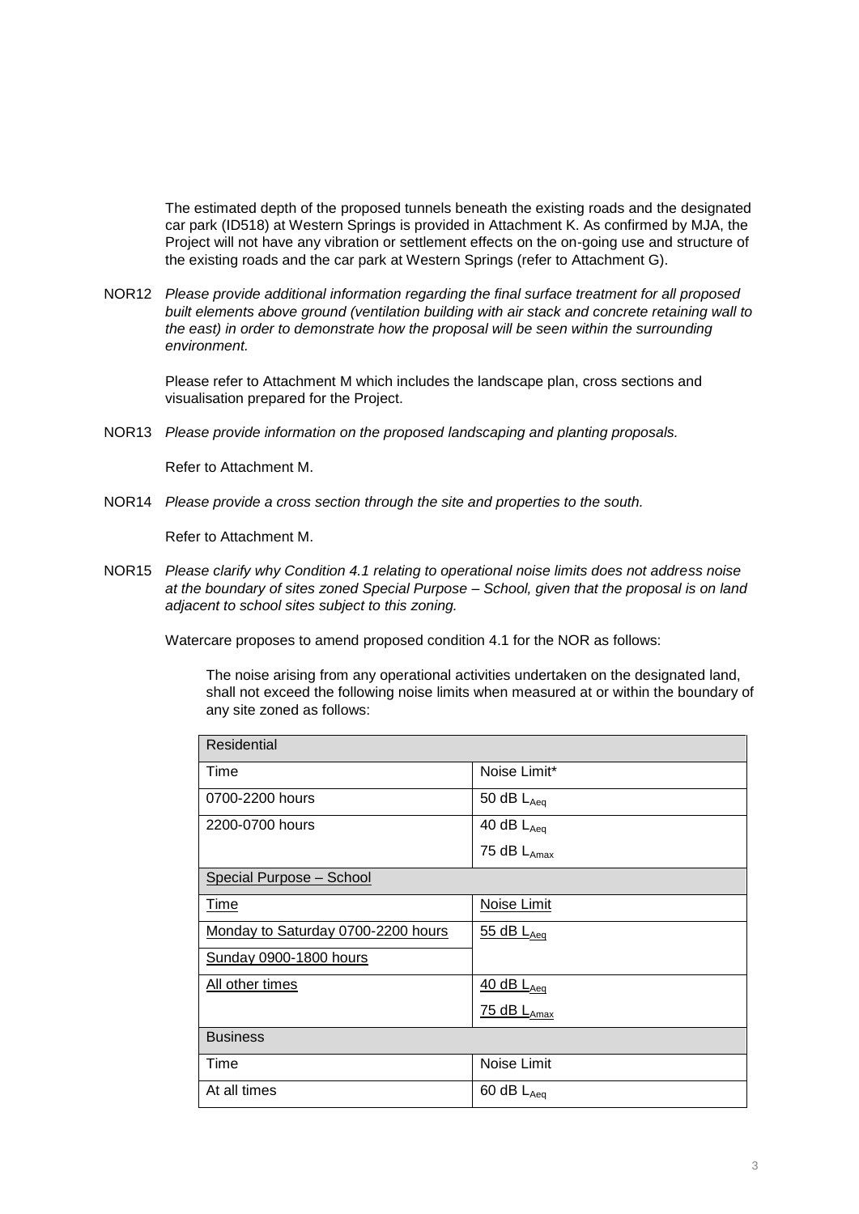The estimated depth of the proposed tunnels beneath the existing roads and the designated car park (ID518) at Western Springs is provided in Attachment K. As confirmed by MJA, the Project will not have any vibration or settlement effects on the on-going use and structure of the existing roads and the car park at Western Springs (refer to Attachment G).

NOR12 *Please provide additional information regarding the final surface treatment for all proposed built elements above ground (ventilation building with air stack and concrete retaining wall to the east) in order to demonstrate how the proposal will be seen within the surrounding environment.*

Please refer to Attachment M which includes the landscape plan, cross sections and visualisation prepared for the Project.

NOR13 *Please provide information on the proposed landscaping and planting proposals.*

Refer to Attachment M.

NOR14 *Please provide a cross section through the site and properties to the south.*

Refer to Attachment M.

NOR15 *Please clarify why Condition 4.1 relating to operational noise limits does not address noise at the boundary of sites zoned Special Purpose – School, given that the proposal is on land adjacent to school sites subject to this zoning.*

Watercare proposes to amend proposed condition 4.1 for the NOR as follows:

The noise arising from any operational activities undertaken on the designated land, shall not exceed the following noise limits when measured at or within the boundary of any site zoned as follows:

| Residential | |
|---|---|
| Time | Noise Limit* |
| 0700-2200 hours | 50 dB $L_{Aeq}$ |
| 2200-0700 hours | 40 dB $L_{Aeq}$<br>75 dB $L_{Amax}$ |
| <u>Special Purpose – School</u> | |
| <u>Time</u> | <u>Noise Limit</u> |
| <u>Monday to Saturday 0700-2200 hours</u><br><u>Sunday 0900-1800 hours</u> | <u>55 dB $L_{Aeq}$</u> |
| <u>All other times</u> | <u>40 dB $L_{Aeq}$</u><br><u>75 dB $L_{Amax}$</u> |
| Business | |
| Time | Noise Limit |
| At all times | 60 dB $L_{Aeq}$ |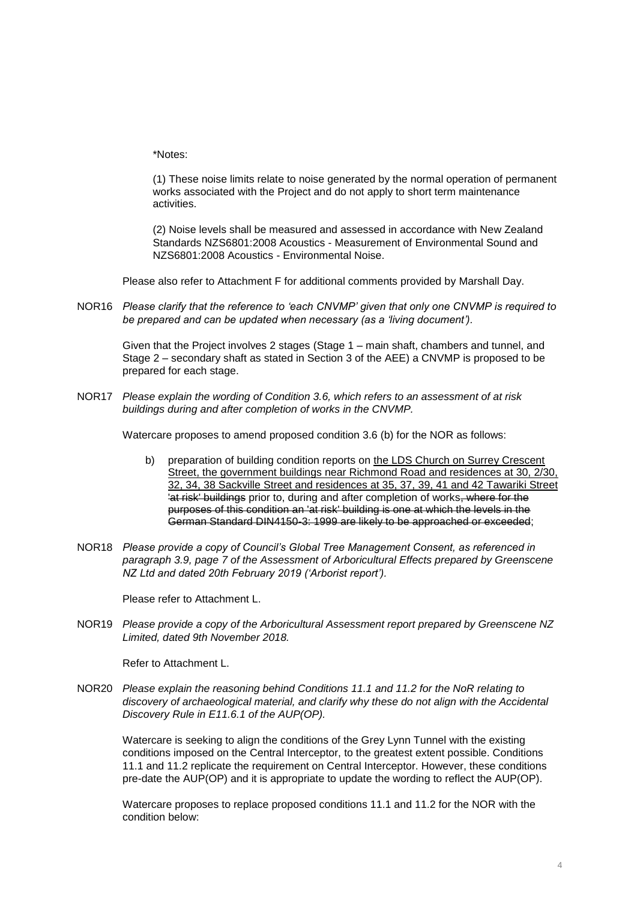\*Notes:

(1) These noise limits relate to noise generated by the normal operation of permanent works associated with the Project and do not apply to short term maintenance activities.

(2) Noise levels shall be measured and assessed in accordance with New Zealand Standards NZS6801:2008 Acoustics - Measurement of Environmental Sound and NZS6801:2008 Acoustics - Environmental Noise.

Please also refer to Attachment F for additional comments provided by Marshall Day.

NOR16 *Please clarify that the reference to 'each CNVMP' given that only one CNVMP is required to be prepared and can be updated when necessary (as a 'living document').*

Given that the Project involves 2 stages (Stage 1 – main shaft, chambers and tunnel, and Stage 2 – secondary shaft as stated in Section 3 of the AEE) a CNVMP is proposed to be prepared for each stage.

NOR17 *Please explain the wording of Condition 3.6, which refers to an assessment of at risk buildings during and after completion of works in the CNVMP.*

Watercare proposes to amend proposed condition 3.6 (b) for the NOR as follows:

b) preparation of building condition reports on <u>the LDS Church on Surrey Crescent Street, the government buildings near Richmond Road and residences at 30, 2/30, 32, 34, 38 Sackville Street and residences at 35, 37, 39, 41 and 42 Tawariki Street</u> ~~'at risk' buildings~~ prior to, during and after completion of works~~, where for the purposes of this condition an 'at risk' building is one at which the levels in the German Standard DIN4150-3: 1999 are likely to be approached or exceeded~~;

NOR18 *Please provide a copy of Council's Global Tree Management Consent, as referenced in paragraph 3.9, page 7 of the Assessment of Arboricultural Effects prepared by Greenscene NZ Ltd and dated 20th February 2019 ('Arborist report').*

Please refer to Attachment L.

NOR19 *Please provide a copy of the Arboricultural Assessment report prepared by Greenscene NZ Limited, dated 9th November 2018.*

Refer to Attachment L.

NOR20 *Please explain the reasoning behind Conditions 11.1 and 11.2 for the NoR relating to discovery of archaeological material, and clarify why these do not align with the Accidental Discovery Rule in E11.6.1 of the AUP(OP).*

Watercare is seeking to align the conditions of the Grey Lynn Tunnel with the existing conditions imposed on the Central Interceptor, to the greatest extent possible. Conditions 11.1 and 11.2 replicate the requirement on Central Interceptor. However, these conditions pre-date the AUP(OP) and it is appropriate to update the wording to reflect the AUP(OP).

Watercare proposes to replace proposed conditions 11.1 and 11.2 for the NOR with the condition below: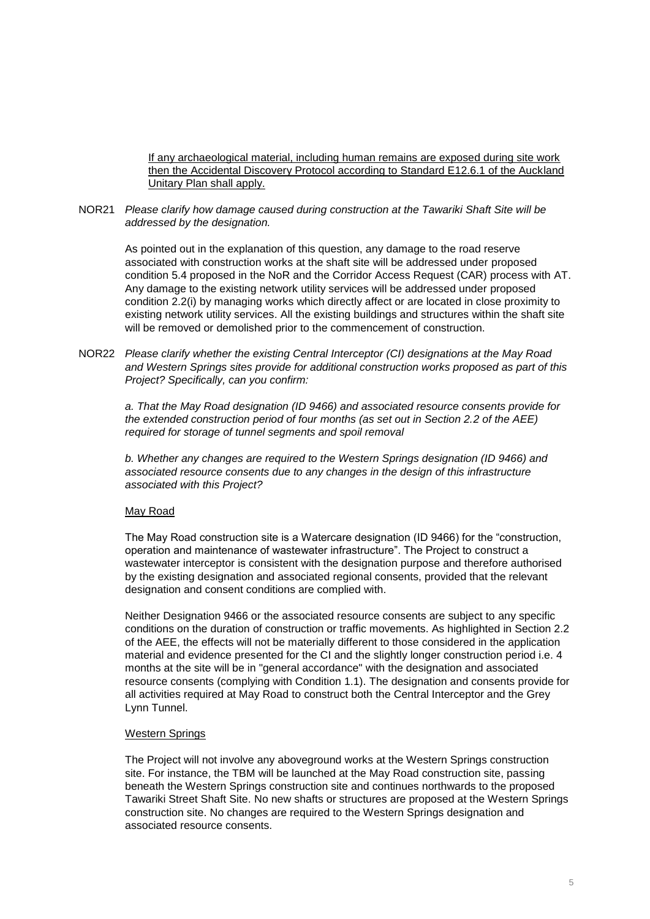<u>If any archaeological material, including human remains are exposed during site work then the Accidental Discovery Protocol according to Standard E12.6.1 of the Auckland Unitary Plan shall apply.</u>

NOR21 *Please clarify how damage caused during construction at the Tawariki Shaft Site will be addressed by the designation.*

As pointed out in the explanation of this question, any damage to the road reserve associated with construction works at the shaft site will be addressed under proposed condition 5.4 proposed in the NoR and the Corridor Access Request (CAR) process with AT. Any damage to the existing network utility services will be addressed under proposed condition 2.2(i) by managing works which directly affect or are located in close proximity to existing network utility services. All the existing buildings and structures within the shaft site will be removed or demolished prior to the commencement of construction.

NOR22 *Please clarify whether the existing Central Interceptor (CI) designations at the May Road and Western Springs sites provide for additional construction works proposed as part of this Project? Specifically, can you confirm:*

*a. That the May Road designation (ID 9466) and associated resource consents provide for the extended construction period of four months (as set out in Section 2.2 of the AEE) required for storage of tunnel segments and spoil removal*

*b. Whether any changes are required to the Western Springs designation (ID 9466) and associated resource consents due to any changes in the design of this infrastructure associated with this Project?*

<u>May Road</u>

The May Road construction site is a Watercare designation (ID 9466) for the "construction, operation and maintenance of wastewater infrastructure". The Project to construct a wastewater interceptor is consistent with the designation purpose and therefore authorised by the existing designation and associated regional consents, provided that the relevant designation and consent conditions are complied with.

Neither Designation 9466 or the associated resource consents are subject to any specific conditions on the duration of construction or traffic movements. As highlighted in Section 2.2 of the AEE, the effects will not be materially different to those considered in the application material and evidence presented for the CI and the slightly longer construction period i.e. 4 months at the site will be in "general accordance" with the designation and associated resource consents (complying with Condition 1.1). The designation and consents provide for all activities required at May Road to construct both the Central Interceptor and the Grey Lynn Tunnel.

<u>Western Springs</u>

The Project will not involve any aboveground works at the Western Springs construction site. For instance, the TBM will be launched at the May Road construction site, passing beneath the Western Springs construction site and continues northwards to the proposed Tawariki Street Shaft Site. No new shafts or structures are proposed at the Western Springs construction site. No changes are required to the Western Springs designation and associated resource consents.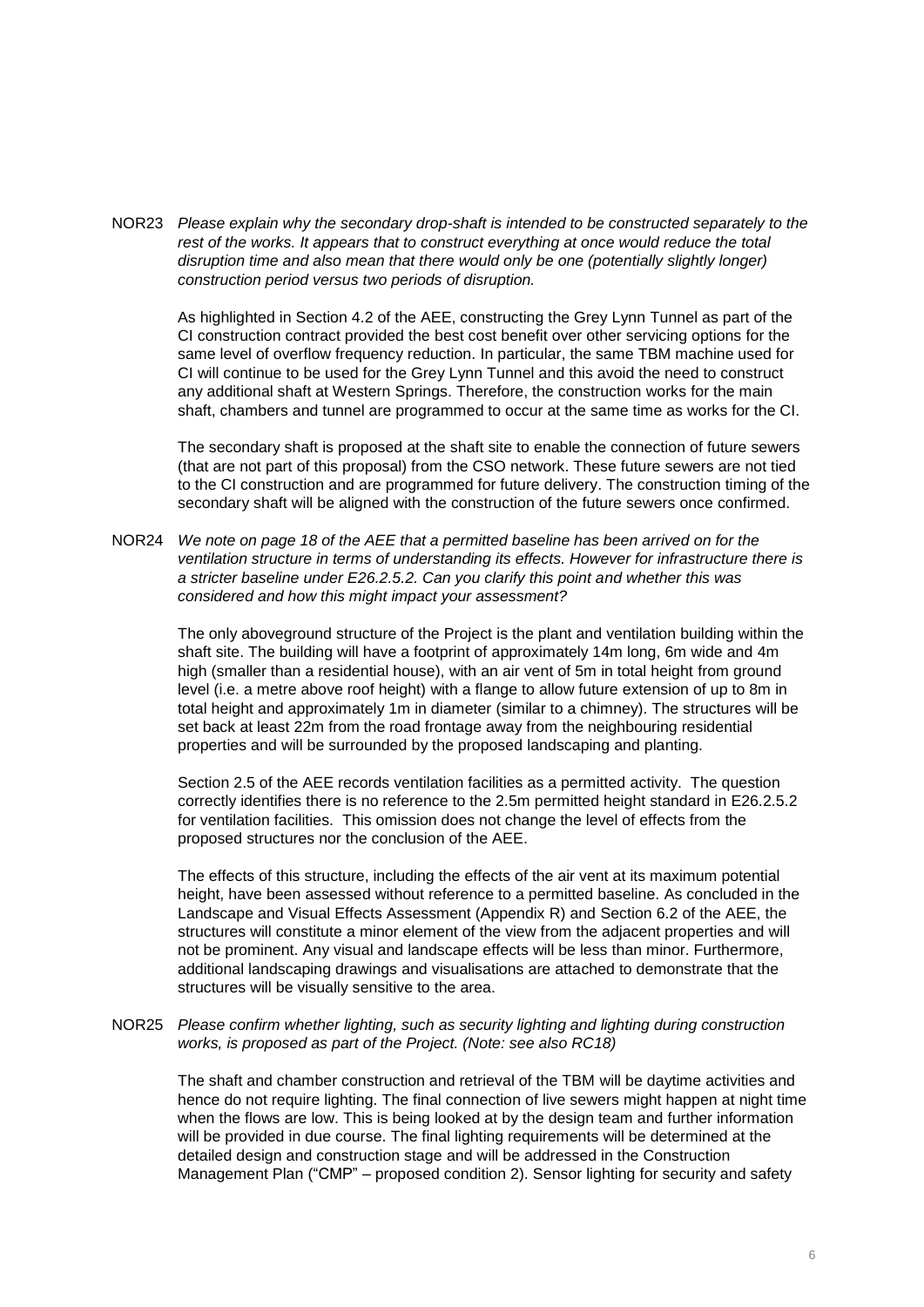NOR23 *Please explain why the secondary drop-shaft is intended to be constructed separately to the rest of the works. It appears that to construct everything at once would reduce the total disruption time and also mean that there would only be one (potentially slightly longer) construction period versus two periods of disruption.*

As highlighted in Section 4.2 of the AEE, constructing the Grey Lynn Tunnel as part of the CI construction contract provided the best cost benefit over other servicing options for the same level of overflow frequency reduction. In particular, the same TBM machine used for CI will continue to be used for the Grey Lynn Tunnel and this avoid the need to construct any additional shaft at Western Springs. Therefore, the construction works for the main shaft, chambers and tunnel are programmed to occur at the same time as works for the CI.

The secondary shaft is proposed at the shaft site to enable the connection of future sewers (that are not part of this proposal) from the CSO network. These future sewers are not tied to the CI construction and are programmed for future delivery. The construction timing of the secondary shaft will be aligned with the construction of the future sewers once confirmed.

NOR24 *We note on page 18 of the AEE that a permitted baseline has been arrived on for the ventilation structure in terms of understanding its effects. However for infrastructure there is a stricter baseline under E26.2.5.2. Can you clarify this point and whether this was considered and how this might impact your assessment?*

The only aboveground structure of the Project is the plant and ventilation building within the shaft site. The building will have a footprint of approximately 14m long, 6m wide and 4m high (smaller than a residential house), with an air vent of 5m in total height from ground level (i.e. a metre above roof height) with a flange to allow future extension of up to 8m in total height and approximately 1m in diameter (similar to a chimney). The structures will be set back at least 22m from the road frontage away from the neighbouring residential properties and will be surrounded by the proposed landscaping and planting.

Section 2.5 of the AEE records ventilation facilities as a permitted activity. The question correctly identifies there is no reference to the 2.5m permitted height standard in E26.2.5.2 for ventilation facilities. This omission does not change the level of effects from the proposed structures nor the conclusion of the AEE.

The effects of this structure, including the effects of the air vent at its maximum potential height, have been assessed without reference to a permitted baseline. As concluded in the Landscape and Visual Effects Assessment (Appendix R) and Section 6.2 of the AEE, the structures will constitute a minor element of the view from the adjacent properties and will not be prominent. Any visual and landscape effects will be less than minor. Furthermore, additional landscaping drawings and visualisations are attached to demonstrate that the structures will be visually sensitive to the area.

NOR25 *Please confirm whether lighting, such as security lighting and lighting during construction works, is proposed as part of the Project. (Note: see also RC18)*

The shaft and chamber construction and retrieval of the TBM will be daytime activities and hence do not require lighting. The final connection of live sewers might happen at night time when the flows are low. This is being looked at by the design team and further information will be provided in due course. The final lighting requirements will be determined at the detailed design and construction stage and will be addressed in the Construction Management Plan ("CMP" – proposed condition 2). Sensor lighting for security and safety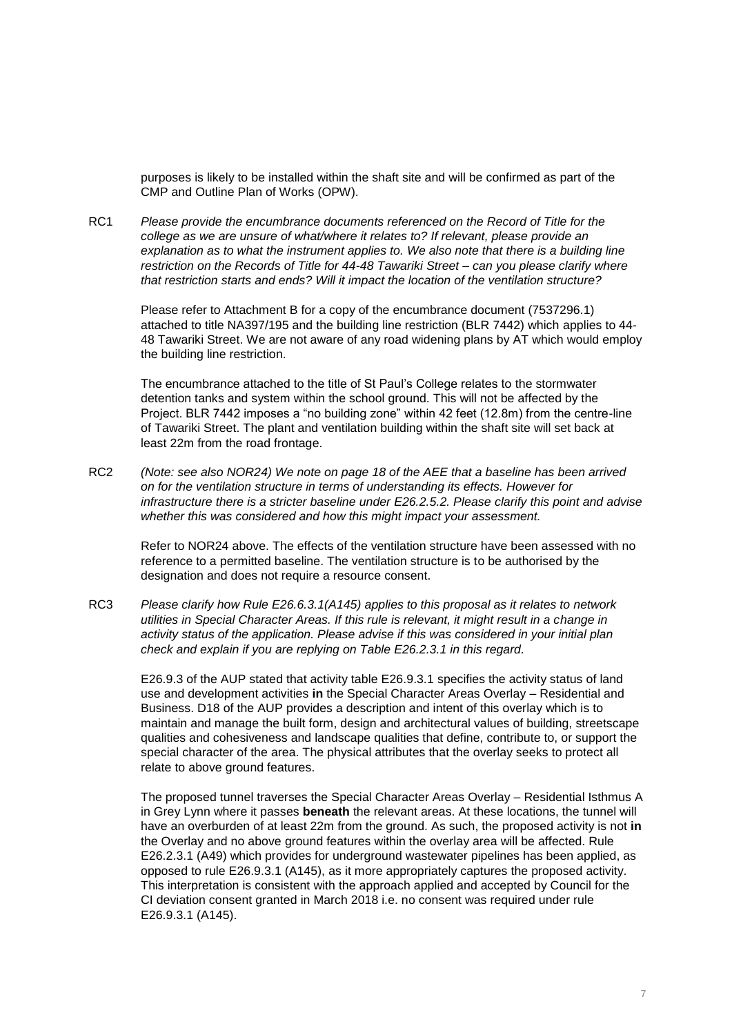purposes is likely to be installed within the shaft site and will be confirmed as part of the CMP and Outline Plan of Works (OPW).

RC1 *Please provide the encumbrance documents referenced on the Record of Title for the college as we are unsure of what/where it relates to? If relevant, please provide an explanation as to what the instrument applies to. We also note that there is a building line restriction on the Records of Title for 44-48 Tawariki Street – can you please clarify where that restriction starts and ends? Will it impact the location of the ventilation structure?*

Please refer to Attachment B for a copy of the encumbrance document (7537296.1) attached to title NA397/195 and the building line restriction (BLR 7442) which applies to 44-48 Tawariki Street. We are not aware of any road widening plans by AT which would employ the building line restriction.

The encumbrance attached to the title of St Paul's College relates to the stormwater detention tanks and system within the school ground. This will not be affected by the Project. BLR 7442 imposes a "no building zone" within 42 feet (12.8m) from the centre-line of Tawariki Street. The plant and ventilation building within the shaft site will set back at least 22m from the road frontage.

RC2 *(Note: see also NOR24) We note on page 18 of the AEE that a baseline has been arrived on for the ventilation structure in terms of understanding its effects. However for infrastructure there is a stricter baseline under E26.2.5.2. Please clarify this point and advise whether this was considered and how this might impact your assessment.*

Refer to NOR24 above. The effects of the ventilation structure have been assessed with no reference to a permitted baseline. The ventilation structure is to be authorised by the designation and does not require a resource consent.

RC3 *Please clarify how Rule E26.6.3.1(A145) applies to this proposal as it relates to network utilities in Special Character Areas. If this rule is relevant, it might result in a change in activity status of the application. Please advise if this was considered in your initial plan check and explain if you are replying on Table E26.2.3.1 in this regard.*

E26.9.3 of the AUP stated that activity table E26.9.3.1 specifies the activity status of land use and development activities **in** the Special Character Areas Overlay – Residential and Business. D18 of the AUP provides a description and intent of this overlay which is to maintain and manage the built form, design and architectural values of building, streetscape qualities and cohesiveness and landscape qualities that define, contribute to, or support the special character of the area. The physical attributes that the overlay seeks to protect all relate to above ground features.

The proposed tunnel traverses the Special Character Areas Overlay – Residential Isthmus A in Grey Lynn where it passes **beneath** the relevant areas. At these locations, the tunnel will have an overburden of at least 22m from the ground. As such, the proposed activity is not **in** the Overlay and no above ground features within the overlay area will be affected. Rule E26.2.3.1 (A49) which provides for underground wastewater pipelines has been applied, as opposed to rule E26.9.3.1 (A145), as it more appropriately captures the proposed activity. This interpretation is consistent with the approach applied and accepted by Council for the CI deviation consent granted in March 2018 i.e. no consent was required under rule E26.9.3.1 (A145).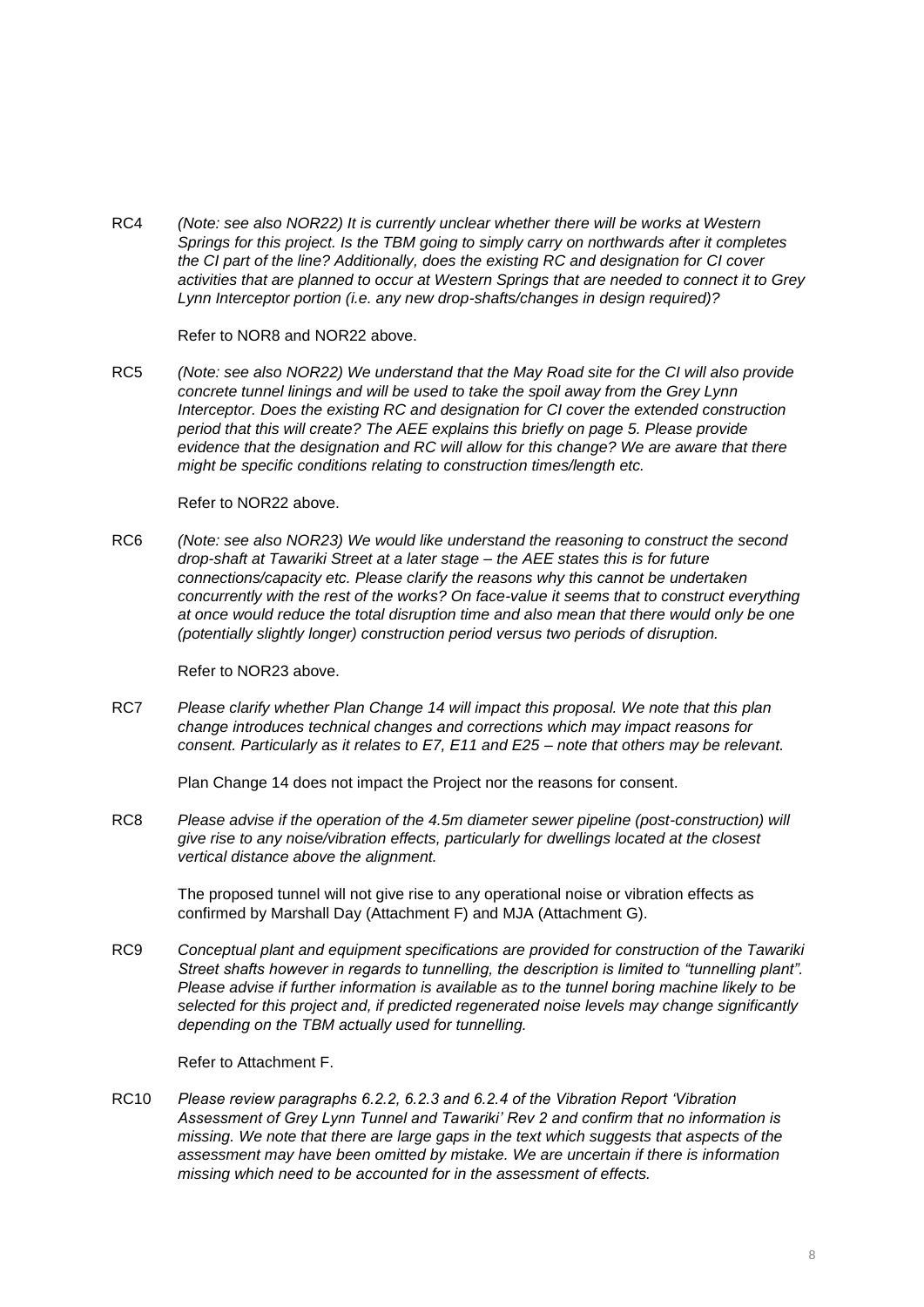RC4 *(Note: see also NOR22) It is currently unclear whether there will be works at Western Springs for this project. Is the TBM going to simply carry on northwards after it completes the CI part of the line? Additionally, does the existing RC and designation for CI cover activities that are planned to occur at Western Springs that are needed to connect it to Grey Lynn Interceptor portion (i.e. any new drop-shafts/changes in design required)?*

Refer to NOR8 and NOR22 above.

RC5 *(Note: see also NOR22) We understand that the May Road site for the CI will also provide concrete tunnel linings and will be used to take the spoil away from the Grey Lynn Interceptor. Does the existing RC and designation for CI cover the extended construction period that this will create? The AEE explains this briefly on page 5. Please provide evidence that the designation and RC will allow for this change? We are aware that there might be specific conditions relating to construction times/length etc.*

Refer to NOR22 above.

RC6 *(Note: see also NOR23) We would like understand the reasoning to construct the second drop-shaft at Tawariki Street at a later stage – the AEE states this is for future connections/capacity etc. Please clarify the reasons why this cannot be undertaken concurrently with the rest of the works? On face-value it seems that to construct everything at once would reduce the total disruption time and also mean that there would only be one (potentially slightly longer) construction period versus two periods of disruption.*

Refer to NOR23 above.

RC7 *Please clarify whether Plan Change 14 will impact this proposal. We note that this plan change introduces technical changes and corrections which may impact reasons for consent. Particularly as it relates to E7, E11 and E25 – note that others may be relevant.*

Plan Change 14 does not impact the Project nor the reasons for consent.

RC8 *Please advise if the operation of the 4.5m diameter sewer pipeline (post-construction) will give rise to any noise/vibration effects, particularly for dwellings located at the closest vertical distance above the alignment.*

The proposed tunnel will not give rise to any operational noise or vibration effects as confirmed by Marshall Day (Attachment F) and MJA (Attachment G).

RC9 *Conceptual plant and equipment specifications are provided for construction of the Tawariki Street shafts however in regards to tunnelling, the description is limited to "tunnelling plant". Please advise if further information is available as to the tunnel boring machine likely to be selected for this project and, if predicted regenerated noise levels may change significantly depending on the TBM actually used for tunnelling.*

Refer to Attachment F.

RC10 *Please review paragraphs 6.2.2, 6.2.3 and 6.2.4 of the Vibration Report 'Vibration Assessment of Grey Lynn Tunnel and Tawariki' Rev 2 and confirm that no information is missing. We note that there are large gaps in the text which suggests that aspects of the assessment may have been omitted by mistake. We are uncertain if there is information missing which need to be accounted for in the assessment of effects.*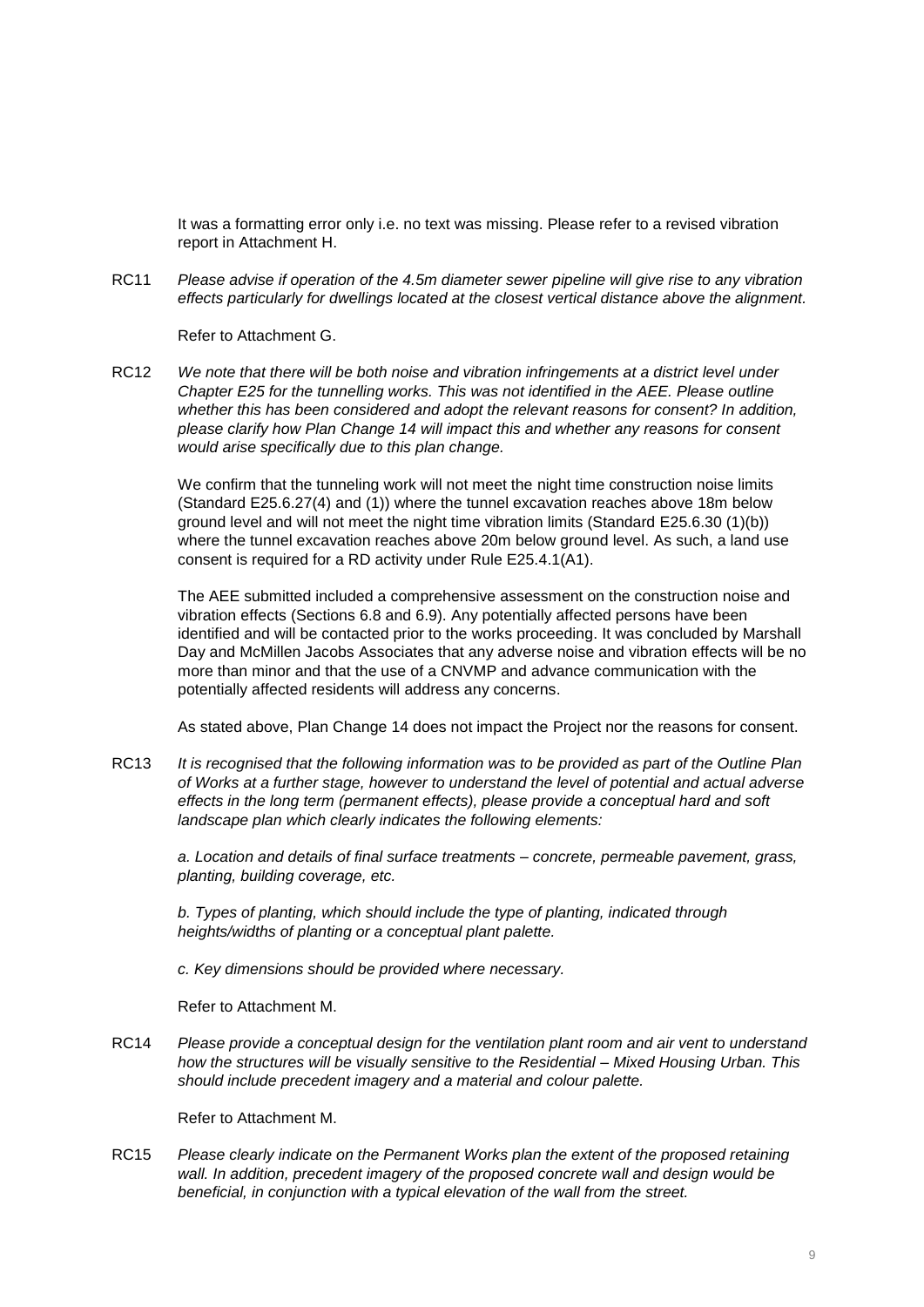It was a formatting error only i.e. no text was missing. Please refer to a revised vibration report in Attachment H.

RC11 *Please advise if operation of the 4.5m diameter sewer pipeline will give rise to any vibration effects particularly for dwellings located at the closest vertical distance above the alignment.*

Refer to Attachment G.

RC12 *We note that there will be both noise and vibration infringements at a district level under Chapter E25 for the tunnelling works. This was not identified in the AEE. Please outline whether this has been considered and adopt the relevant reasons for consent? In addition, please clarify how Plan Change 14 will impact this and whether any reasons for consent would arise specifically due to this plan change.*

We confirm that the tunneling work will not meet the night time construction noise limits (Standard E25.6.27(4) and (1)) where the tunnel excavation reaches above 18m below ground level and will not meet the night time vibration limits (Standard E25.6.30 (1)(b)) where the tunnel excavation reaches above 20m below ground level. As such, a land use consent is required for a RD activity under Rule E25.4.1(A1).

The AEE submitted included a comprehensive assessment on the construction noise and vibration effects (Sections 6.8 and 6.9). Any potentially affected persons have been identified and will be contacted prior to the works proceeding. It was concluded by Marshall Day and McMillen Jacobs Associates that any adverse noise and vibration effects will be no more than minor and that the use of a CNVMP and advance communication with the potentially affected residents will address any concerns.

As stated above, Plan Change 14 does not impact the Project nor the reasons for consent.

RC13 *It is recognised that the following information was to be provided as part of the Outline Plan of Works at a further stage, however to understand the level of potential and actual adverse effects in the long term (permanent effects), please provide a conceptual hard and soft landscape plan which clearly indicates the following elements:*

*a. Location and details of final surface treatments – concrete, permeable pavement, grass, planting, building coverage, etc.*

*b. Types of planting, which should include the type of planting, indicated through heights/widths of planting or a conceptual plant palette.*

*c. Key dimensions should be provided where necessary.*

Refer to Attachment M.

RC14 *Please provide a conceptual design for the ventilation plant room and air vent to understand how the structures will be visually sensitive to the Residential – Mixed Housing Urban. This should include precedent imagery and a material and colour palette.*

Refer to Attachment M.

RC15 *Please clearly indicate on the Permanent Works plan the extent of the proposed retaining wall. In addition, precedent imagery of the proposed concrete wall and design would be beneficial, in conjunction with a typical elevation of the wall from the street.*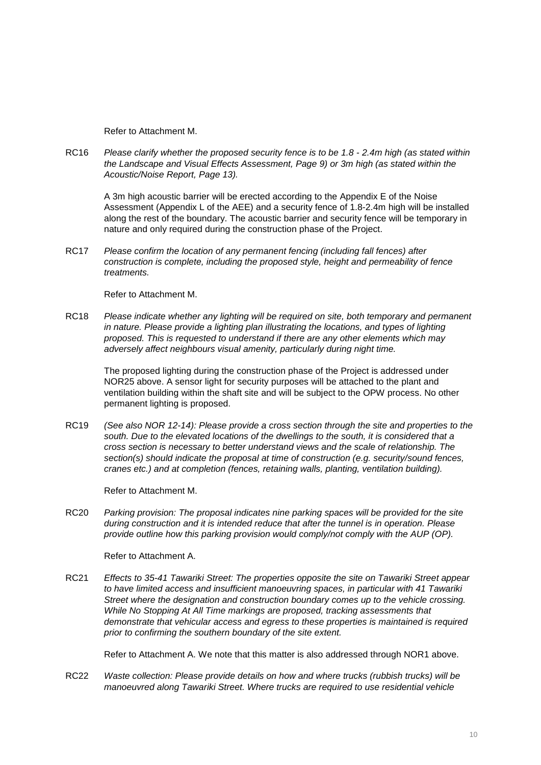Refer to Attachment M.

RC16 *Please clarify whether the proposed security fence is to be 1.8 - 2.4m high (as stated within the Landscape and Visual Effects Assessment, Page 9) or 3m high (as stated within the Acoustic/Noise Report, Page 13).*

A 3m high acoustic barrier will be erected according to the Appendix E of the Noise Assessment (Appendix L of the AEE) and a security fence of 1.8-2.4m high will be installed along the rest of the boundary. The acoustic barrier and security fence will be temporary in nature and only required during the construction phase of the Project.

RC17 *Please confirm the location of any permanent fencing (including fall fences) after construction is complete, including the proposed style, height and permeability of fence treatments.*

Refer to Attachment M.

RC18 *Please indicate whether any lighting will be required on site, both temporary and permanent in nature. Please provide a lighting plan illustrating the locations, and types of lighting proposed. This is requested to understand if there are any other elements which may adversely affect neighbours visual amenity, particularly during night time.*

The proposed lighting during the construction phase of the Project is addressed under NOR25 above. A sensor light for security purposes will be attached to the plant and ventilation building within the shaft site and will be subject to the OPW process. No other permanent lighting is proposed.

RC19 *(See also NOR 12-14): Please provide a cross section through the site and properties to the south. Due to the elevated locations of the dwellings to the south, it is considered that a cross section is necessary to better understand views and the scale of relationship. The section(s) should indicate the proposal at time of construction (e.g. security/sound fences, cranes etc.) and at completion (fences, retaining walls, planting, ventilation building).*

Refer to Attachment M.

RC20 *Parking provision: The proposal indicates nine parking spaces will be provided for the site during construction and it is intended reduce that after the tunnel is in operation. Please provide outline how this parking provision would comply/not comply with the AUP (OP).*

Refer to Attachment A.

RC21 *Effects to 35-41 Tawariki Street: The properties opposite the site on Tawariki Street appear to have limited access and insufficient manoeuvring spaces, in particular with 41 Tawariki Street where the designation and construction boundary comes up to the vehicle crossing. While No Stopping At All Time markings are proposed, tracking assessments that demonstrate that vehicular access and egress to these properties is maintained is required prior to confirming the southern boundary of the site extent.*

Refer to Attachment A. We note that this matter is also addressed through NOR1 above.

RC22 *Waste collection: Please provide details on how and where trucks (rubbish trucks) will be manoeuvred along Tawariki Street. Where trucks are required to use residential vehicle*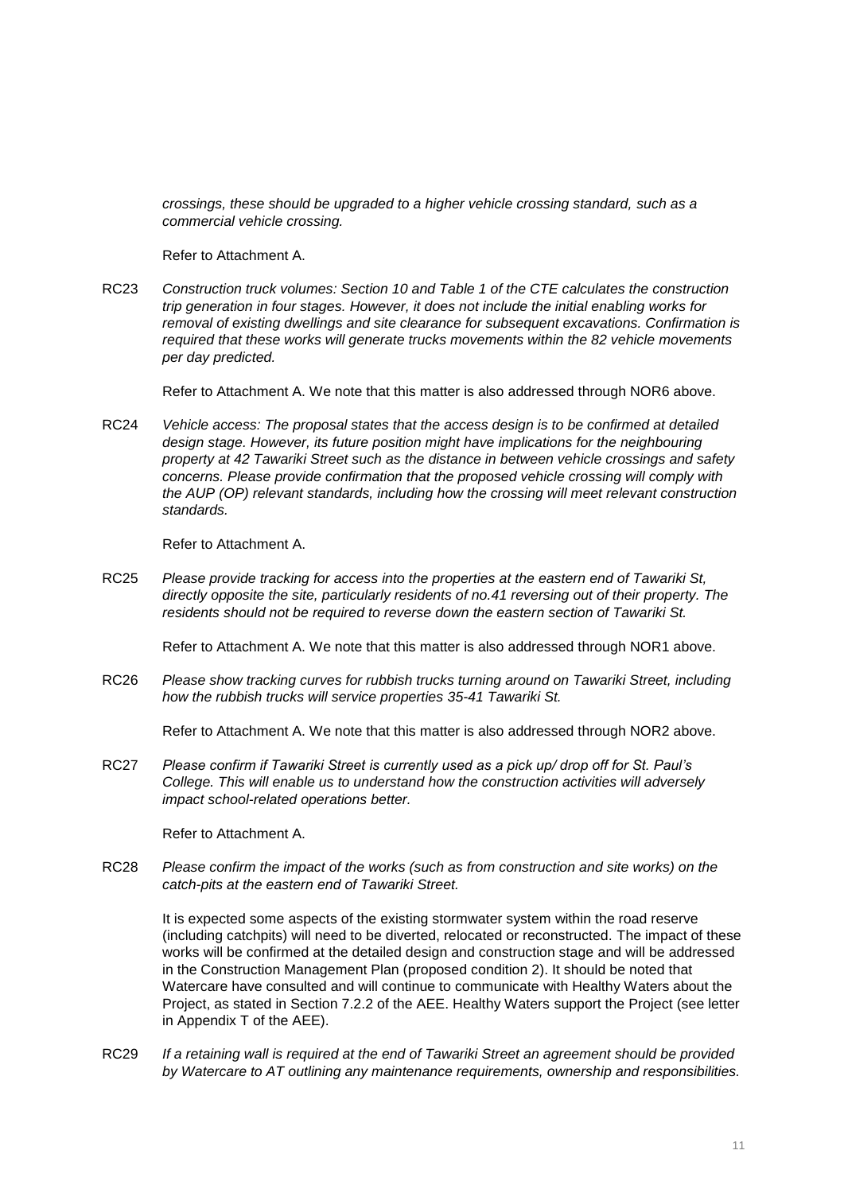*crossings, these should be upgraded to a higher vehicle crossing standard, such as a commercial vehicle crossing.*

Refer to Attachment A.

RC23 *Construction truck volumes: Section 10 and Table 1 of the CTE calculates the construction trip generation in four stages. However, it does not include the initial enabling works for removal of existing dwellings and site clearance for subsequent excavations. Confirmation is required that these works will generate trucks movements within the 82 vehicle movements per day predicted.*

Refer to Attachment A. We note that this matter is also addressed through NOR6 above.

RC24 *Vehicle access: The proposal states that the access design is to be confirmed at detailed design stage. However, its future position might have implications for the neighbouring property at 42 Tawariki Street such as the distance in between vehicle crossings and safety concerns. Please provide confirmation that the proposed vehicle crossing will comply with the AUP (OP) relevant standards, including how the crossing will meet relevant construction standards.*

Refer to Attachment A.

RC25 *Please provide tracking for access into the properties at the eastern end of Tawariki St, directly opposite the site, particularly residents of no.41 reversing out of their property. The residents should not be required to reverse down the eastern section of Tawariki St.*

Refer to Attachment A. We note that this matter is also addressed through NOR1 above.

RC26 *Please show tracking curves for rubbish trucks turning around on Tawariki Street, including how the rubbish trucks will service properties 35-41 Tawariki St.*

Refer to Attachment A. We note that this matter is also addressed through NOR2 above.

RC27 *Please confirm if Tawariki Street is currently used as a pick up/ drop off for St. Paul's College. This will enable us to understand how the construction activities will adversely impact school-related operations better.*

Refer to Attachment A.

RC28 *Please confirm the impact of the works (such as from construction and site works) on the catch-pits at the eastern end of Tawariki Street.*

It is expected some aspects of the existing stormwater system within the road reserve (including catchpits) will need to be diverted, relocated or reconstructed. The impact of these works will be confirmed at the detailed design and construction stage and will be addressed in the Construction Management Plan (proposed condition 2). It should be noted that Watercare have consulted and will continue to communicate with Healthy Waters about the Project, as stated in Section 7.2.2 of the AEE. Healthy Waters support the Project (see letter in Appendix T of the AEE).

RC29 *If a retaining wall is required at the end of Tawariki Street an agreement should be provided by Watercare to AT outlining any maintenance requirements, ownership and responsibilities.*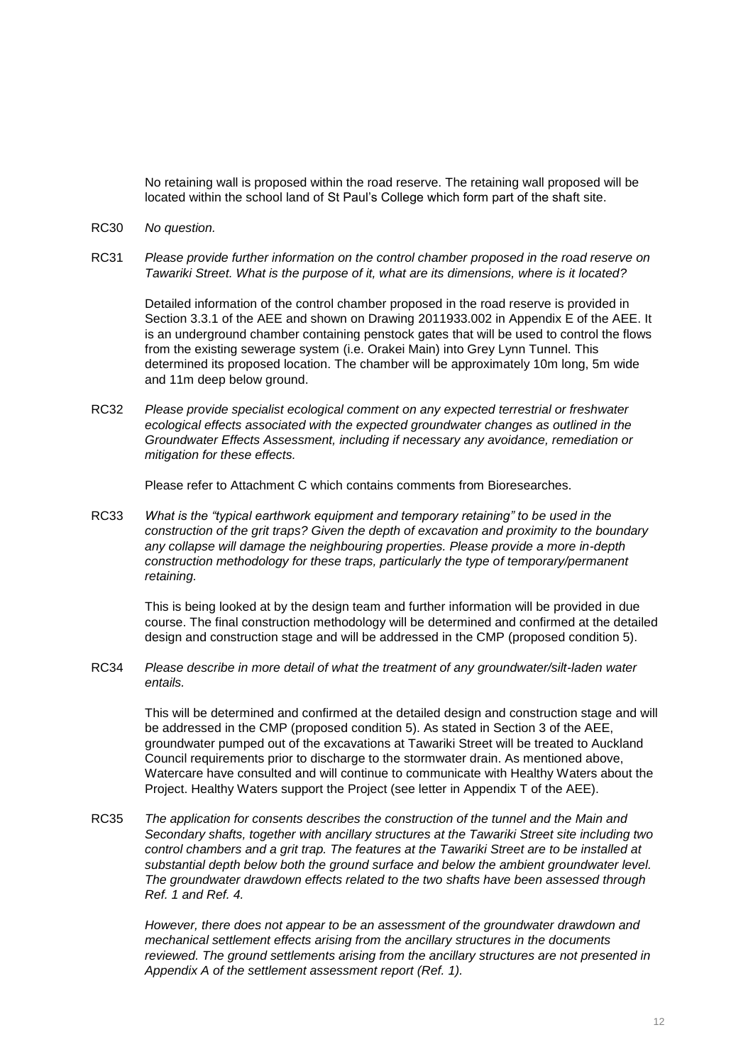No retaining wall is proposed within the road reserve. The retaining wall proposed will be located within the school land of St Paul's College which form part of the shaft site.

RC30 *No question.*

RC31 *Please provide further information on the control chamber proposed in the road reserve on Tawariki Street. What is the purpose of it, what are its dimensions, where is it located?*

Detailed information of the control chamber proposed in the road reserve is provided in Section 3.3.1 of the AEE and shown on Drawing 2011933.002 in Appendix E of the AEE. It is an underground chamber containing penstock gates that will be used to control the flows from the existing sewerage system (i.e. Orakei Main) into Grey Lynn Tunnel. This determined its proposed location. The chamber will be approximately 10m long, 5m wide and 11m deep below ground.

RC32 *Please provide specialist ecological comment on any expected terrestrial or freshwater ecological effects associated with the expected groundwater changes as outlined in the Groundwater Effects Assessment, including if necessary any avoidance, remediation or mitigation for these effects.*

Please refer to Attachment C which contains comments from Bioresearches.

RC33 *What is the "typical earthwork equipment and temporary retaining" to be used in the construction of the grit traps? Given the depth of excavation and proximity to the boundary any collapse will damage the neighbouring properties. Please provide a more in-depth construction methodology for these traps, particularly the type of temporary/permanent retaining.*

This is being looked at by the design team and further information will be provided in due course. The final construction methodology will be determined and confirmed at the detailed design and construction stage and will be addressed in the CMP (proposed condition 5).

RC34 *Please describe in more detail of what the treatment of any groundwater/silt-laden water entails.*

This will be determined and confirmed at the detailed design and construction stage and will be addressed in the CMP (proposed condition 5). As stated in Section 3 of the AEE, groundwater pumped out of the excavations at Tawariki Street will be treated to Auckland Council requirements prior to discharge to the stormwater drain. As mentioned above, Watercare have consulted and will continue to communicate with Healthy Waters about the Project. Healthy Waters support the Project (see letter in Appendix T of the AEE).

RC35 *The application for consents describes the construction of the tunnel and the Main and Secondary shafts, together with ancillary structures at the Tawariki Street site including two control chambers and a grit trap. The features at the Tawariki Street are to be installed at substantial depth below both the ground surface and below the ambient groundwater level. The groundwater drawdown effects related to the two shafts have been assessed through Ref. 1 and Ref. 4.*

*However, there does not appear to be an assessment of the groundwater drawdown and mechanical settlement effects arising from the ancillary structures in the documents reviewed. The ground settlements arising from the ancillary structures are not presented in Appendix A of the settlement assessment report (Ref. 1).*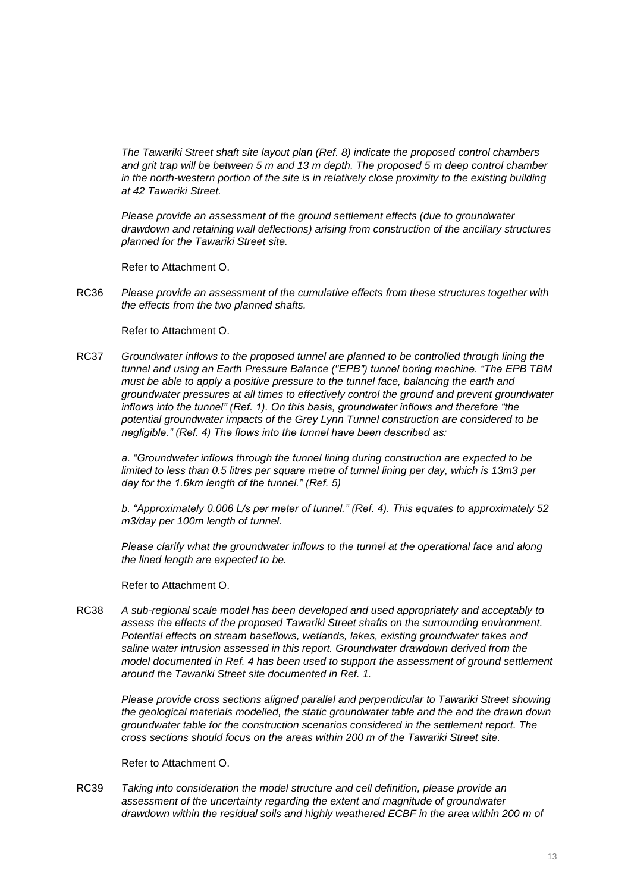*The Tawariki Street shaft site layout plan (Ref. 8) indicate the proposed control chambers and grit trap will be between 5 m and 13 m depth. The proposed 5 m deep control chamber in the north-western portion of the site is in relatively close proximity to the existing building at 42 Tawariki Street.*

*Please provide an assessment of the ground settlement effects (due to groundwater drawdown and retaining wall deflections) arising from construction of the ancillary structures planned for the Tawariki Street site.*

Refer to Attachment O.

RC36 *Please provide an assessment of the cumulative effects from these structures together with the effects from the two planned shafts.*

Refer to Attachment O.

RC37 *Groundwater inflows to the proposed tunnel are planned to be controlled through lining the tunnel and using an Earth Pressure Balance ("EPB") tunnel boring machine. "The EPB TBM must be able to apply a positive pressure to the tunnel face, balancing the earth and groundwater pressures at all times to effectively control the ground and prevent groundwater inflows into the tunnel" (Ref. 1). On this basis, groundwater inflows and therefore "the potential groundwater impacts of the Grey Lynn Tunnel construction are considered to be negligible." (Ref. 4) The flows into the tunnel have been described as:*

*a. "Groundwater inflows through the tunnel lining during construction are expected to be limited to less than 0.5 litres per square metre of tunnel lining per day, which is 13m3 per day for the 1.6km length of the tunnel." (Ref. 5)*

*b. "Approximately 0.006 L/s per meter of tunnel." (Ref. 4). This equates to approximately 52 m3/day per 100m length of tunnel.*

*Please clarify what the groundwater inflows to the tunnel at the operational face and along the lined length are expected to be.*

Refer to Attachment O.

RC38 *A sub-regional scale model has been developed and used appropriately and acceptably to assess the effects of the proposed Tawariki Street shafts on the surrounding environment. Potential effects on stream baseflows, wetlands, lakes, existing groundwater takes and saline water intrusion assessed in this report. Groundwater drawdown derived from the model documented in Ref. 4 has been used to support the assessment of ground settlement around the Tawariki Street site documented in Ref. 1.*

*Please provide cross sections aligned parallel and perpendicular to Tawariki Street showing the geological materials modelled, the static groundwater table and the and the drawn down groundwater table for the construction scenarios considered in the settlement report. The cross sections should focus on the areas within 200 m of the Tawariki Street site.*

Refer to Attachment O.

RC39 *Taking into consideration the model structure and cell definition, please provide an assessment of the uncertainty regarding the extent and magnitude of groundwater drawdown within the residual soils and highly weathered ECBF in the area within 200 m of*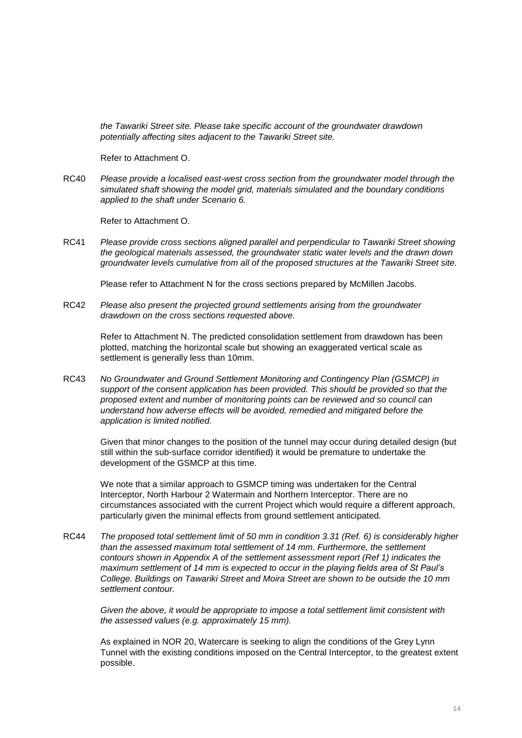*the Tawariki Street site. Please take specific account of the groundwater drawdown potentially affecting sites adjacent to the Tawariki Street site.*

Refer to Attachment O.

RC40 *Please provide a localised east-west cross section from the groundwater model through the simulated shaft showing the model grid, materials simulated and the boundary conditions applied to the shaft under Scenario 6.*

Refer to Attachment O.

RC41 *Please provide cross sections aligned parallel and perpendicular to Tawariki Street showing the geological materials assessed, the groundwater static water levels and the drawn down groundwater levels cumulative from all of the proposed structures at the Tawariki Street site.*

Please refer to Attachment N for the cross sections prepared by McMillen Jacobs.

RC42 *Please also present the projected ground settlements arising from the groundwater drawdown on the cross sections requested above.*

Refer to Attachment N. The predicted consolidation settlement from drawdown has been plotted, matching the horizontal scale but showing an exaggerated vertical scale as settlement is generally less than 10mm.

RC43 *No Groundwater and Ground Settlement Monitoring and Contingency Plan (GSMCP) in support of the consent application has been provided. This should be provided so that the proposed extent and number of monitoring points can be reviewed and so council can understand how adverse effects will be avoided, remedied and mitigated before the application is limited notified.*

Given that minor changes to the position of the tunnel may occur during detailed design (but still within the sub-surface corridor identified) it would be premature to undertake the development of the GSMCP at this time.

We note that a similar approach to GSMCP timing was undertaken for the Central Interceptor, North Harbour 2 Watermain and Northern Interceptor. There are no circumstances associated with the current Project which would require a different approach, particularly given the minimal effects from ground settlement anticipated.

RC44 *The proposed total settlement limit of 50 mm in condition 3.31 (Ref. 6) is considerably higher than the assessed maximum total settlement of 14 mm. Furthermore, the settlement contours shown in Appendix A of the settlement assessment report (Ref 1) indicates the maximum settlement of 14 mm is expected to occur in the playing fields area of St Paul's College. Buildings on Tawariki Street and Moira Street are shown to be outside the 10 mm settlement contour.*

*Given the above, it would be appropriate to impose a total settlement limit consistent with the assessed values (e.g. approximately 15 mm).*

As explained in NOR 20, Watercare is seeking to align the conditions of the Grey Lynn Tunnel with the existing conditions imposed on the Central Interceptor, to the greatest extent possible.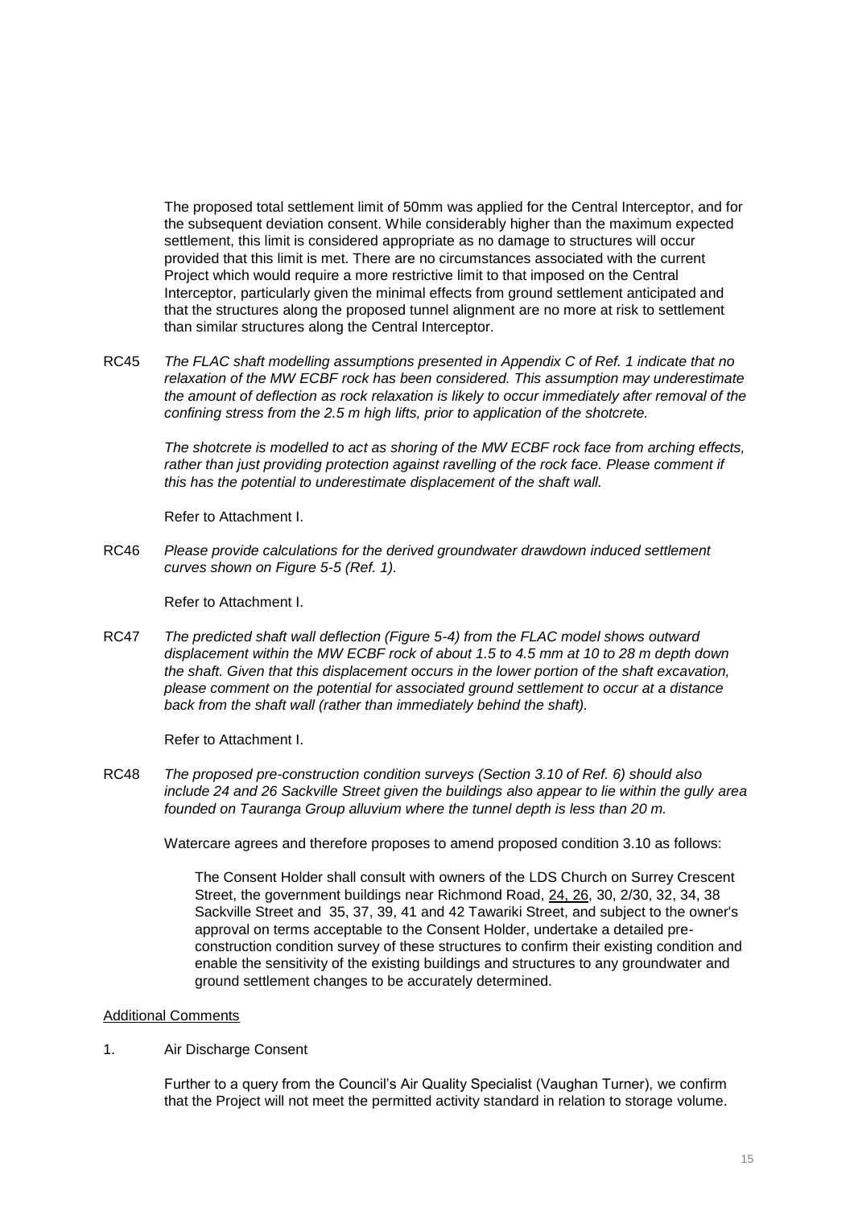The proposed total settlement limit of 50mm was applied for the Central Interceptor, and for the subsequent deviation consent. While considerably higher than the maximum expected settlement, this limit is considered appropriate as no damage to structures will occur provided that this limit is met. There are no circumstances associated with the current Project which would require a more restrictive limit to that imposed on the Central Interceptor, particularly given the minimal effects from ground settlement anticipated and that the structures along the proposed tunnel alignment are no more at risk to settlement than similar structures along the Central Interceptor.

RC45 *The FLAC shaft modelling assumptions presented in Appendix C of Ref. 1 indicate that no relaxation of the MW ECBF rock has been considered. This assumption may underestimate the amount of deflection as rock relaxation is likely to occur immediately after removal of the confining stress from the 2.5 m high lifts, prior to application of the shotcrete.*

*The shotcrete is modelled to act as shoring of the MW ECBF rock face from arching effects, rather than just providing protection against ravelling of the rock face. Please comment if this has the potential to underestimate displacement of the shaft wall.*

Refer to Attachment I.

RC46 *Please provide calculations for the derived groundwater drawdown induced settlement curves shown on Figure 5-5 (Ref. 1).*

Refer to Attachment I.

RC47 *The predicted shaft wall deflection (Figure 5-4) from the FLAC model shows outward displacement within the MW ECBF rock of about 1.5 to 4.5 mm at 10 to 28 m depth down the shaft. Given that this displacement occurs in the lower portion of the shaft excavation, please comment on the potential for associated ground settlement to occur at a distance back from the shaft wall (rather than immediately behind the shaft).*

Refer to Attachment I.

RC48 *The proposed pre-construction condition surveys (Section 3.10 of Ref. 6) should also include 24 and 26 Sackville Street given the buildings also appear to lie within the gully area founded on Tauranga Group alluvium where the tunnel depth is less than 20 m.*

Watercare agrees and therefore proposes to amend proposed condition 3.10 as follows:

> The Consent Holder shall consult with owners of the LDS Church on Surrey Crescent Street, the government buildings near Richmond Road, <u>24, 26</u>, 30, 2/30, 32, 34, 38 Sackville Street and 35, 37, 39, 41 and 42 Tawariki Street, and subject to the owner's approval on terms acceptable to the Consent Holder, undertake a detailed pre-construction condition survey of these structures to confirm their existing condition and enable the sensitivity of the existing buildings and structures to any groundwater and ground settlement changes to be accurately determined.

<u>Additional Comments</u>

1. Air Discharge Consent

Further to a query from the Council's Air Quality Specialist (Vaughan Turner), we confirm that the Project will not meet the permitted activity standard in relation to storage volume.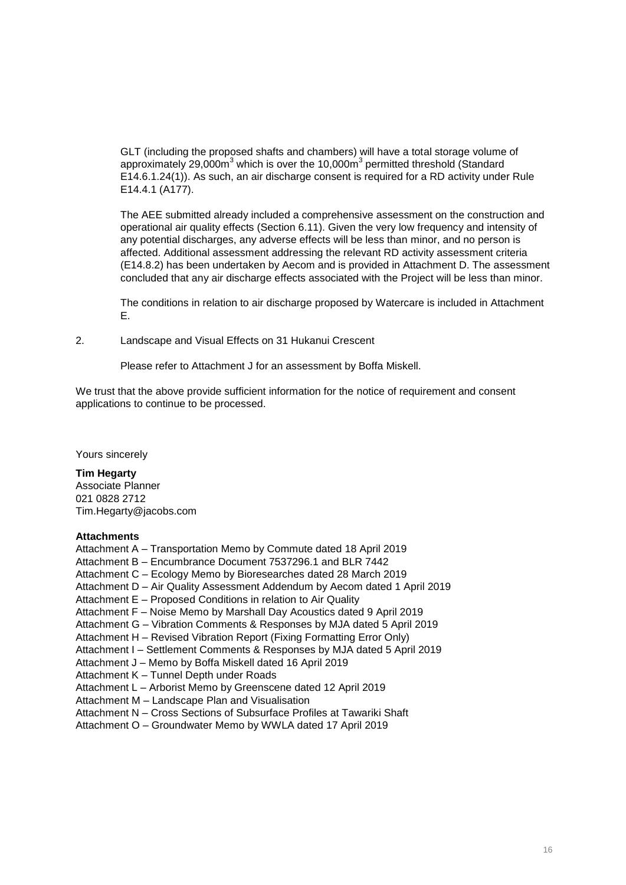GLT (including the proposed shafts and chambers) will have a total storage volume of approximately 29,000m$^3$ which is over the 10,000m$^3$ permitted threshold (Standard E14.6.1.24(1)). As such, an air discharge consent is required for a RD activity under Rule E14.4.1 (A177).

The AEE submitted already included a comprehensive assessment on the construction and operational air quality effects (Section 6.11). Given the very low frequency and intensity of any potential discharges, any adverse effects will be less than minor, and no person is affected. Additional assessment addressing the relevant RD activity assessment criteria (E14.8.2) has been undertaken by Aecom and is provided in Attachment D. The assessment concluded that any air discharge effects associated with the Project will be less than minor.

The conditions in relation to air discharge proposed by Watercare is included in Attachment E.

2. Landscape and Visual Effects on 31 Hukanui Crescent

   Please refer to Attachment J for an assessment by Boffa Miskell.

We trust that the above provide sufficient information for the notice of requirement and consent applications to continue to be processed.

Yours sincerely

**Tim Hegarty**
Associate Planner
021 0828 2712
Tim.Hegarty@jacobs.com

**Attachments**

Attachment A – Transportation Memo by Commute dated 18 April 2019
Attachment B – Encumbrance Document 7537296.1 and BLR 7442
Attachment C – Ecology Memo by Bioresearches dated 28 March 2019
Attachment D – Air Quality Assessment Addendum by Aecom dated 1 April 2019
Attachment E – Proposed Conditions in relation to Air Quality
Attachment F – Noise Memo by Marshall Day Acoustics dated 9 April 2019
Attachment G – Vibration Comments & Responses by MJA dated 5 April 2019
Attachment H – Revised Vibration Report (Fixing Formatting Error Only)
Attachment I – Settlement Comments & Responses by MJA dated 5 April 2019
Attachment J – Memo by Boffa Miskell dated 16 April 2019
Attachment K – Tunnel Depth under Roads
Attachment L – Arborist Memo by Greenscene dated 12 April 2019
Attachment M – Landscape Plan and Visualisation
Attachment N – Cross Sections of Subsurface Profiles at Tawariki Shaft
Attachment O – Groundwater Memo by WWLA dated 17 April 2019